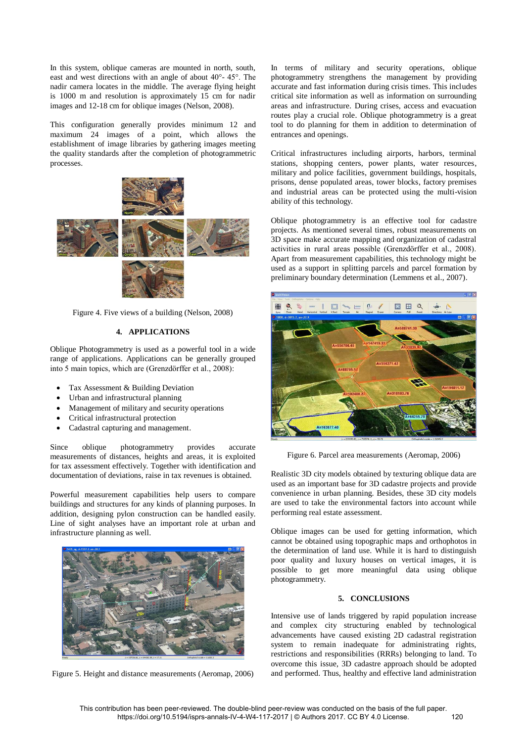In this system, oblique cameras are mounted in north, south, east and west directions with an angle of about 40°- 45°. The nadir camera locates in the middle. The average flying height is 1000 m and resolution is approximately 15 cm for nadir images and 12-18 cm for oblique images (Nelson, 2008).

This configuration generally provides minimum 12 and maximum 24 images of a point, which allows the establishment of image libraries by gathering images meeting the quality standards after the completion of photogrammetric processes.

Figure 4. Five views of a building (Nelson, 2008)

## 4. APPLICATIONS

Oblique Photogrammetry is used as a powerful tool in a wide range of applications. Applications can be generally grouped into 5 main topics, which are (Grenzdörffer et al., 2008):

- Tax Assessment & Building Deviation
- Urban and infrastructural planning
- Management of military and security operations
- Critical infrastructural protection
- Cadastral capturing and management.

Since oblique photogrammetry provides accurate measurements of distances, heights and areas, it is exploited for tax assessment effectively. Together with identification and documentation of deviations, raise in tax revenues is obtained.

Powerful measurement capabilities help users to compare buildings and structures for any kinds of planning purposes. In addition, designing pylon construction can be handled easily. Line of sight analyses have an important role at urban and infrastructure planning as well.

Figure 5. Height and distance measurements (Aeromap, 2006)

In terms of military and security operations, oblique photogrammetry strengthens the management by providing accurate and fast information during crisis times. This includes critical site information as well as information on surrounding areas and infrastructure. During crises, access and evacuation routes play a crucial role. Oblique photogrammetry is a great tool to do planning for them in addition to determination of entrances and openings.

Critical infrastructures including airports, harbors, terminal stations, shopping centers, power plants, water resources, military and police facilities, government buildings, hospitals, prisons, dense populated areas, tower blocks, factory premises and industrial areas can be protected using the multi-vision ability of this technology.

Oblique photogrammetry is an effective tool for cadastre projects. As mentioned several times, robust measurements on 3D space make accurate mapping and organization of cadastral activities in rural areas possible (Grenzdörffer et al., 2008). Apart from measurement capabilities, this technology might be used as a support in splitting parcels and parcel formation by preliminary boundary determination (Lemmens et al., 2007).

Figure 6. Parcel area measurements (Aeromap, 2006)

Realistic 3D city models obtained by texturing oblique data are used as an important base for 3D cadastre projects and provide convenience in urban planning. Besides, these 3D city models are used to take the environmental factors into account while performing real estate assessment.

Oblique images can be used for getting information, which cannot be obtained using topographic maps and orthophotos in the determination of land use. While it is hard to distinguish poor quality and luxury houses on vertical images, it is possible to get more meaningful data using oblique photogrammetry.

## 5. CONCLUSIONS

Intensive use of lands triggered by rapid population increase and complex city structuring enabled by technological advancements have caused existing 2D cadastral registration system to remain inadequate for administrating rights, restrictions and responsibilities (RRRs) belonging to land. To overcome this issue, 3D cadastre approach should be adopted and performed. Thus, healthy and effective land administration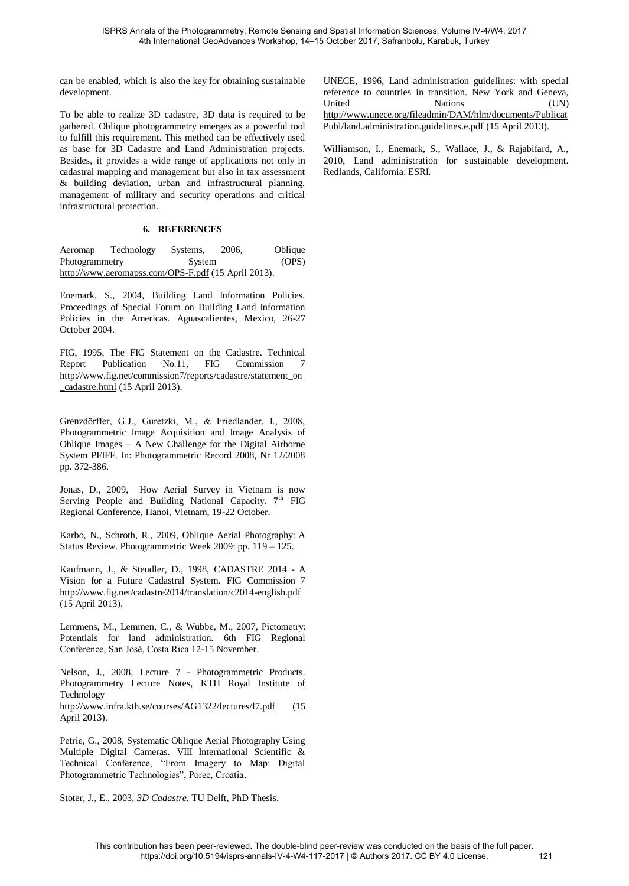can be enabled, which is also the key for obtaining sustainable development.

To be able to realize 3D cadastre, 3D data is required to be gathered. Oblique photogrammetry emerges as a powerful tool to fulfill this requirement. This method can be effectively used as base for 3D Cadastre and Land Administration projects. Besides, it provides a wide range of applications not only in cadastral mapping and management but also in tax assessment & building deviation, urban and infrastructural planning, management of military and security operations and critical infrastructural protection.

## 6. REFERENCES

Aeromap Technology Systems, 2006, Oblique Photogrammetry System (OPS) http://www.aeromapss.com/OPS-F.pdf (15 April 2013).

Enemark, S., 2004, Building Land Information Policies. Proceedings of Special Forum on Building Land Information Policies in the Americas. Aguascalientes, Mexico, 26-27 October 2004.

FIG, 1995, The FIG Statement on the Cadastre. Technical Report Publication No.11, FIG Commission 7 http://www.fig.net/commission7/reports/cadastre/statement_on_cadastre.html (15 April 2013).

Grenzdörffer, G.J., Guretzki, M., & Friedlander, I., 2008, Photogrammetric Image Acquisition and Image Analysis of Oblique Images – A New Challenge for the Digital Airborne System PFIFF. In: Photogrammetric Record 2008, Nr 12/2008 pp. 372-386.

Jonas, D., 2009, How Aerial Survey in Vietnam is now Serving People and Building National Capacity. 7th FIG Regional Conference, Hanoi, Vietnam, 19-22 October.

Karbo, N., Schroth, R., 2009, Oblique Aerial Photography: A Status Review. Photogrammetric Week 2009: pp. 119 – 125.

Kaufmann, J., & Steudler, D., 1998, CADASTRE 2014 - A Vision for a Future Cadastral System. FIG Commission 7 http://www.fig.net/cadastre2014/translation/c2014-english.pdf (15 April 2013).

Lemmens, M., Lemmen, C., & Wubbe, M., 2007, Pictometry: Potentials for land administration. 6th FIG Regional Conference, San José, Costa Rica 12-15 November.

Nelson, J., 2008, Lecture 7 - Photogrammetric Products. Photogrammetry Lecture Notes, KTH Royal Institute of Technology http://www.infra.kth.se/courses/AG1322/lectures/l7.pdf (15 April 2013).

Petrie, G., 2008, Systematic Oblique Aerial Photography Using Multiple Digital Cameras. VIII International Scientific & Technical Conference, "From Imagery to Map: Digital Photogrammetric Technologies", Porec, Croatia.

Stoter, J., E., 2003, *3D Cadastre*. TU Delft, PhD Thesis.

UNECE, 1996, Land administration guidelines: with special reference to countries in transition. New York and Geneva, United Nations (UN) http://www.unece.org/fileadmin/DAM/hlm/documents/Publicat Publ/land.administration.guidelines.e.pdf (15 April 2013).

Williamson, I., Enemark, S., Wallace, J., & Rajabifard, A., 2010, Land administration for sustainable development. Redlands, California: ESRI.